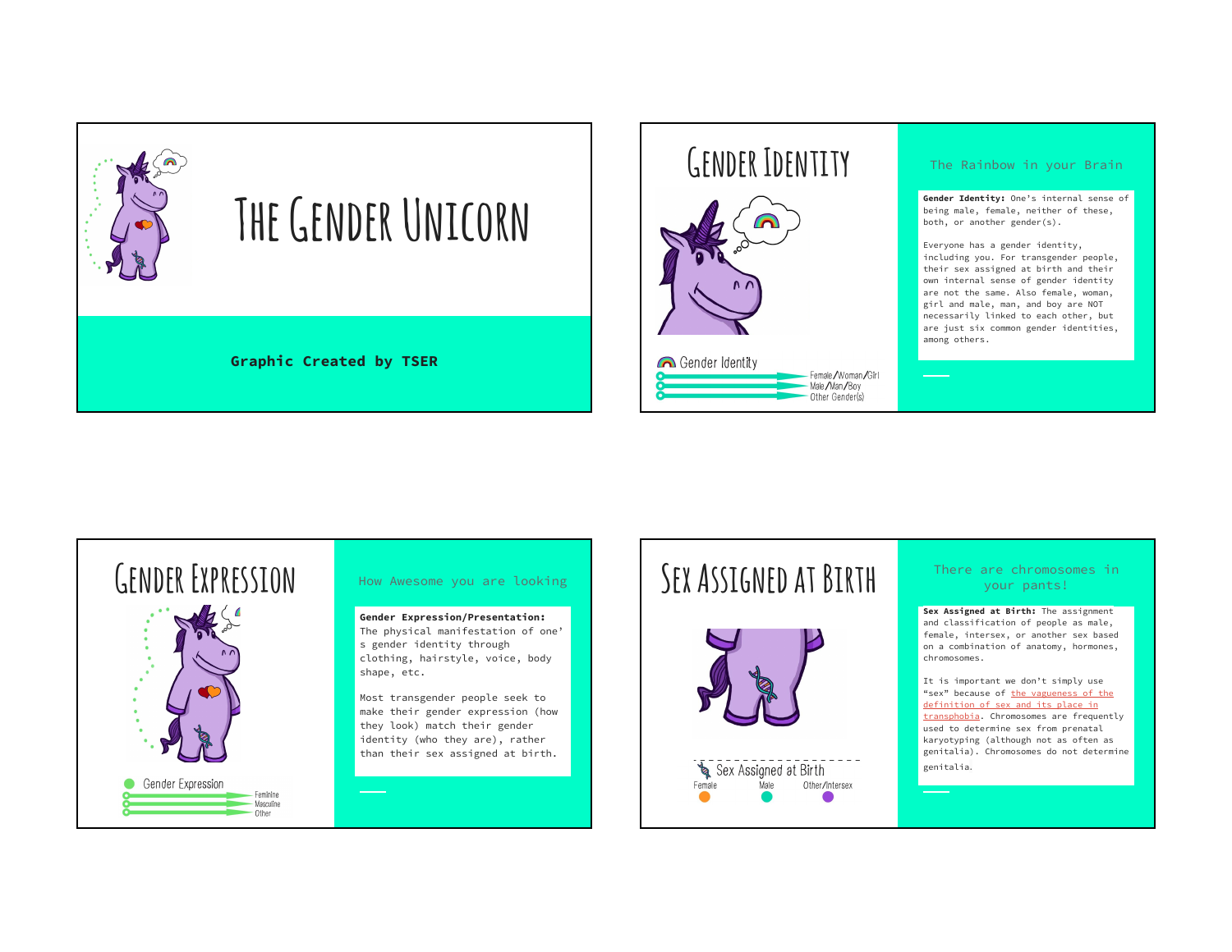# The Gender Unicorn

**Graphic Created by TSER**

## Gender Identity

Gender Identity

- Female/Woman/Girl
- Male/Man/Boy
- Other Gender(s)

### The Rainbow in your Brain

**Gender Identity:** One's internal sense of being male, female, neither of these, both, or another gender(s).

Everyone has a gender identity, including you. For transgender people, their sex assigned at birth and their own internal sense of gender identity are not the same. Also female, woman, girl and male, man, and boy are NOT necessarily linked to each other, but are just six common gender identities, among others.

## Gender Expression

Gender Expression

- Feminine
- Masculine
- Other

### How Awesome you are looking

**Gender Expression/Presentation:** The physical manifestation of one's gender identity through clothing, hairstyle, voice, body shape, etc.

Most transgender people seek to make their gender expression (how they look) match their gender identity (who they are), rather than their sex assigned at birth.

## Sex Assigned at Birth

Sex Assigned at Birth

Female Male Other/Intersex

### There are chromosomes in your pants!

**Sex Assigned at Birth:** The assignment and classification of people as male, female, intersex, or another sex based on a combination of anatomy, hormones, chromosomes.

It is important we don't simply use "sex" because of the vagueness of the definition of sex and its place in transphobia. Chromosomes are frequently used to determine sex from prenatal karyotyping (although not as often as genitalia). Chromosomes do not determine genitalia.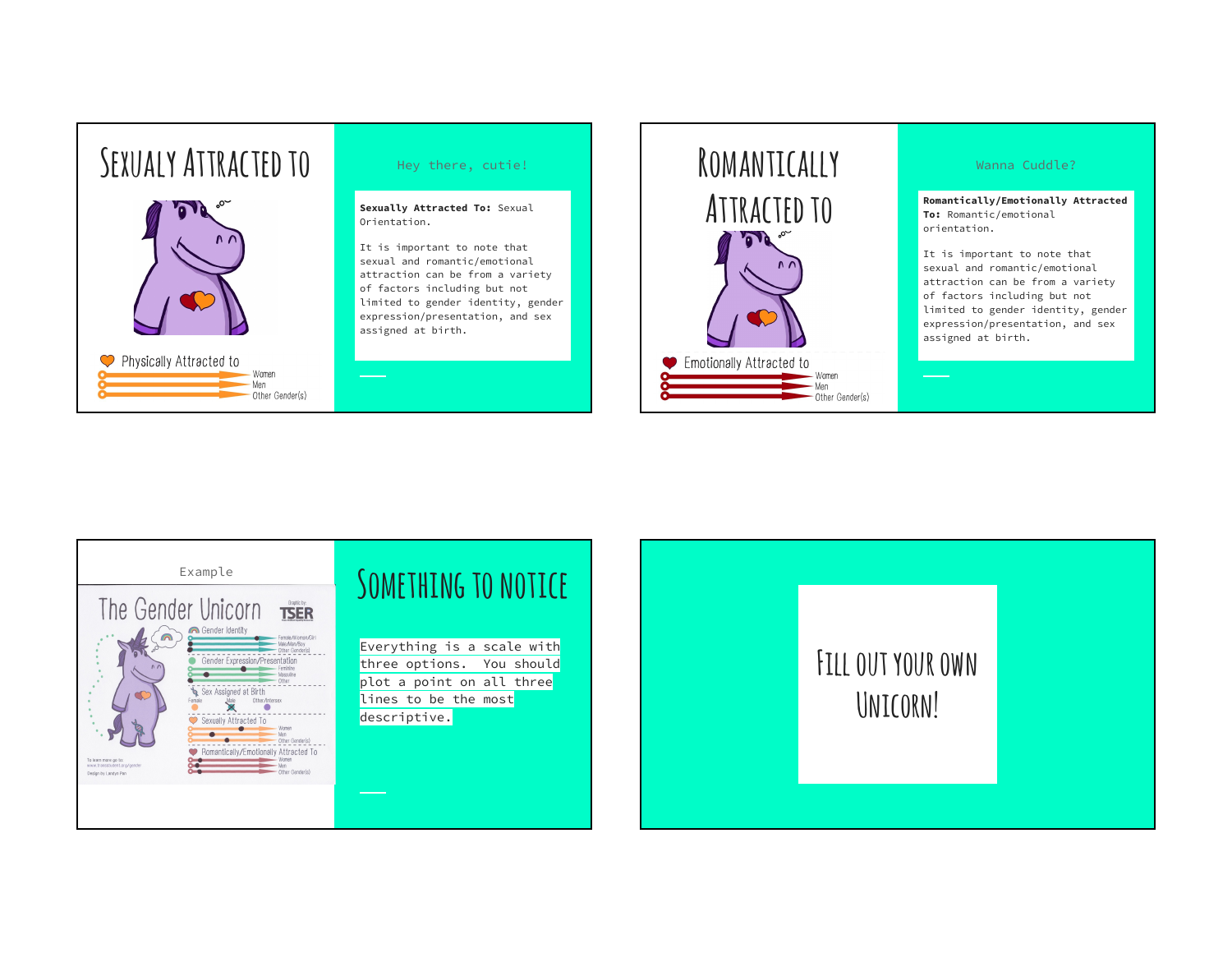## Sexualy Attracted To

Physically Attracted to

Women

Men

Other Gender(s)

Hey there, cutie!

**Sexually Attracted To:** Sexual Orientation.

It is important to note that sexual and romantic/emotional attraction can be from a variety of factors including but not limited to gender identity, gender expression/presentation, and sex assigned at birth.

## Romantically Attracted To

Emotionally Attracted to

Women

Men

Other Gender(s)

Wanna Cuddle?

**Romantically/Emotionally Attracted To:** Romantic/emotional orientation.

It is important to note that sexual and romantic/emotional attraction can be from a variety of factors including but not limited to gender identity, gender expression/presentation, and sex assigned at birth.

Example

The Gender Unicorn

Graphic by: TSER

Gender Identity

Female/Woman/Girl

Male/Man/Boy

Other Gender(s)

Gender Expression/Presentation

Feminine

Masculine

Other

Sex Assigned at Birth

Female Male Other/Intersex

Sexually Attracted To

Women

Men

Other Gender(s)

Romantically/Emotionally Attracted To

Women

Men

Other Gender(s)

To learn more go to: www.transstudent.org/gender

Design by Landyn Pan

## Something to Notice

Everything is a scale with three options. You should plot a point on all three lines to be the most descriptive.

## Fill out your own Unicorn!